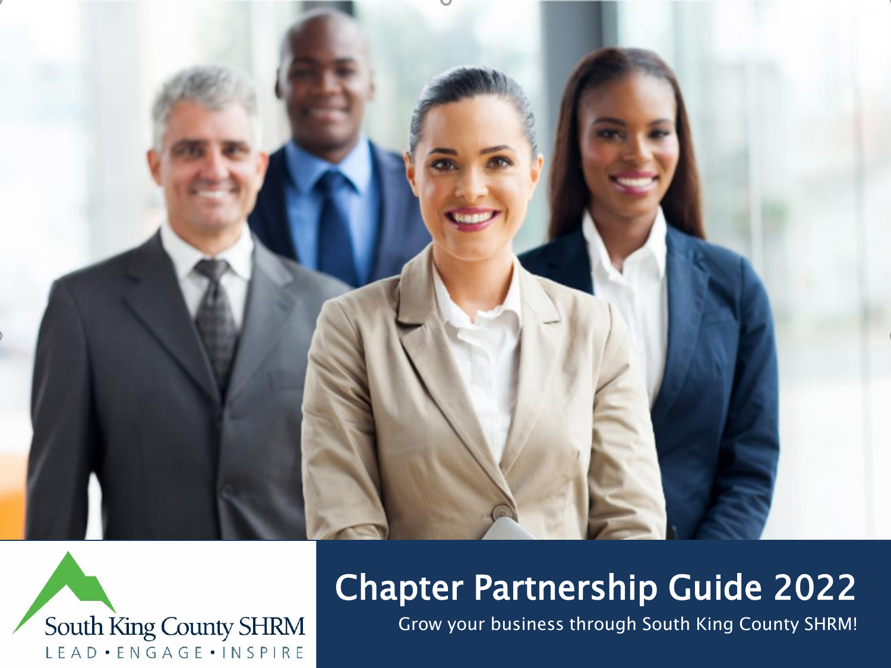South King County SHRM

LEAD • ENGAGE • INSPIRE

# Chapter Partnership Guide 2022

Grow your business through South King County SHRM!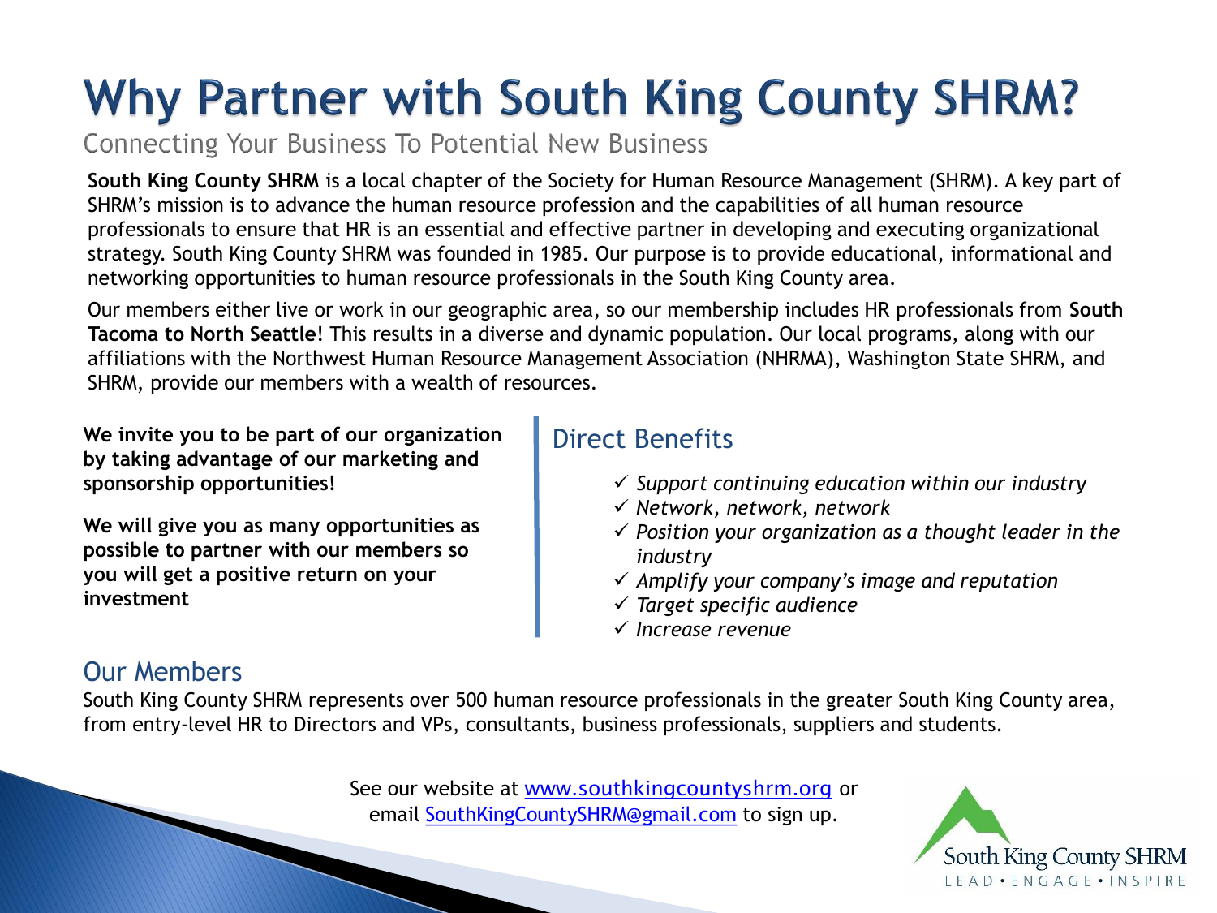# Why Partner with South King County SHRM?

Connecting Your Business To Potential New Business

**South King County SHRM** is a local chapter of the Society for Human Resource Management (SHRM). A key part of SHRM's mission is to advance the human resource profession and the capabilities of all human resource professionals to ensure that HR is an essential and effective partner in developing and executing organizational strategy. South King County SHRM was founded in 1985. Our purpose is to provide educational, informational and networking opportunities to human resource professionals in the South King County area.

Our members either live or work in our geographic area, so our membership includes HR professionals from **South Tacoma to North Seattle**! This results in a diverse and dynamic population. Our local programs, along with our affiliations with the Northwest Human Resource Management Association (NHRMA), Washington State SHRM, and SHRM, provide our members with a wealth of resources.

**We invite you to be part of our organization by taking advantage of our marketing and sponsorship opportunities!**

**We will give you as many opportunities as possible to partner with our members so you will get a positive return on your investment**

## Direct Benefits

- ✓ *Support continuing education within our industry*
- ✓ *Network, network, network*
- ✓ *Position your organization as a thought leader in the industry*
- ✓ *Amplify your company's image and reputation*
- ✓ *Target specific audience*
- ✓ *Increase revenue*

## Our Members

South King County SHRM represents over 500 human resource professionals in the greater South King County area, from entry-level HR to Directors and VPs, consultants, business professionals, suppliers and students.

See our website at www.southkingcountyshrm.org or email SouthKingCountySHRM@gmail.com to sign up.

South King County SHRM
LEAD • ENGAGE • INSPIRE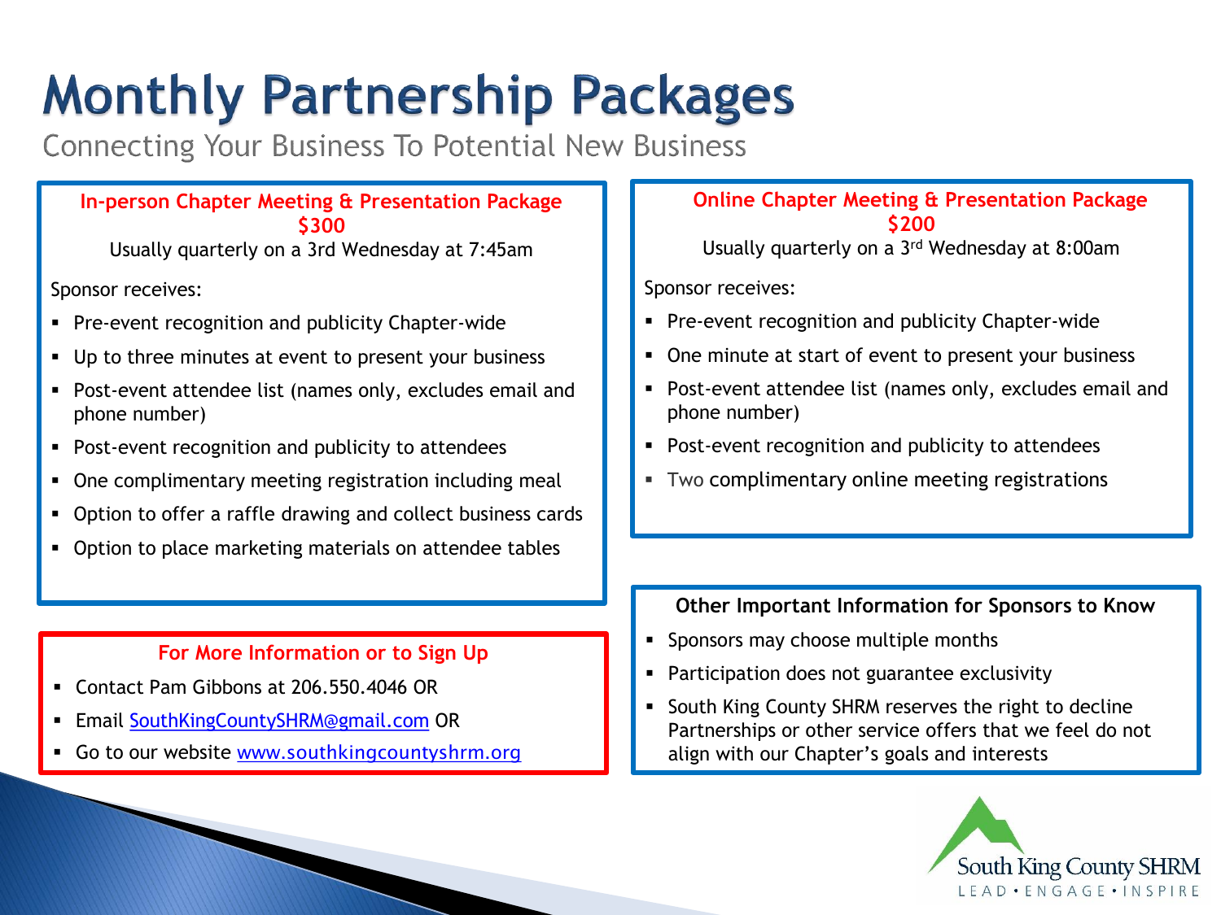# Monthly Partnership Packages

Connecting Your Business To Potential New Business

## In-person Chapter Meeting & Presentation Package
## $300

Usually quarterly on a 3rd Wednesday at 7:45am

Sponsor receives:

- Pre-event recognition and publicity Chapter-wide
- Up to three minutes at event to present your business
- Post-event attendee list (names only, excludes email and phone number)
- Post-event recognition and publicity to attendees
- One complimentary meeting registration including meal
- Option to offer a raffle drawing and collect business cards
- Option to place marketing materials on attendee tables

## Online Chapter Meeting & Presentation Package
## $200

Usually quarterly on a 3rd Wednesday at 8:00am

Sponsor receives:

- Pre-event recognition and publicity Chapter-wide
- One minute at start of event to present your business
- Post-event attendee list (names only, excludes email and phone number)
- Post-event recognition and publicity to attendees
- Two complimentary online meeting registrations

## For More Information or to Sign Up

- Contact Pam Gibbons at 206.550.4046 OR
- Email SouthKingCountySHRM@gmail.com OR
- Go to our website www.southkingcountyshrm.org

## Other Important Information for Sponsors to Know

- Sponsors may choose multiple months
- Participation does not guarantee exclusivity
- South King County SHRM reserves the right to decline Partnerships or other service offers that we feel do not align with our Chapter's goals and interests

South King County SHRM
LEAD • ENGAGE • INSPIRE